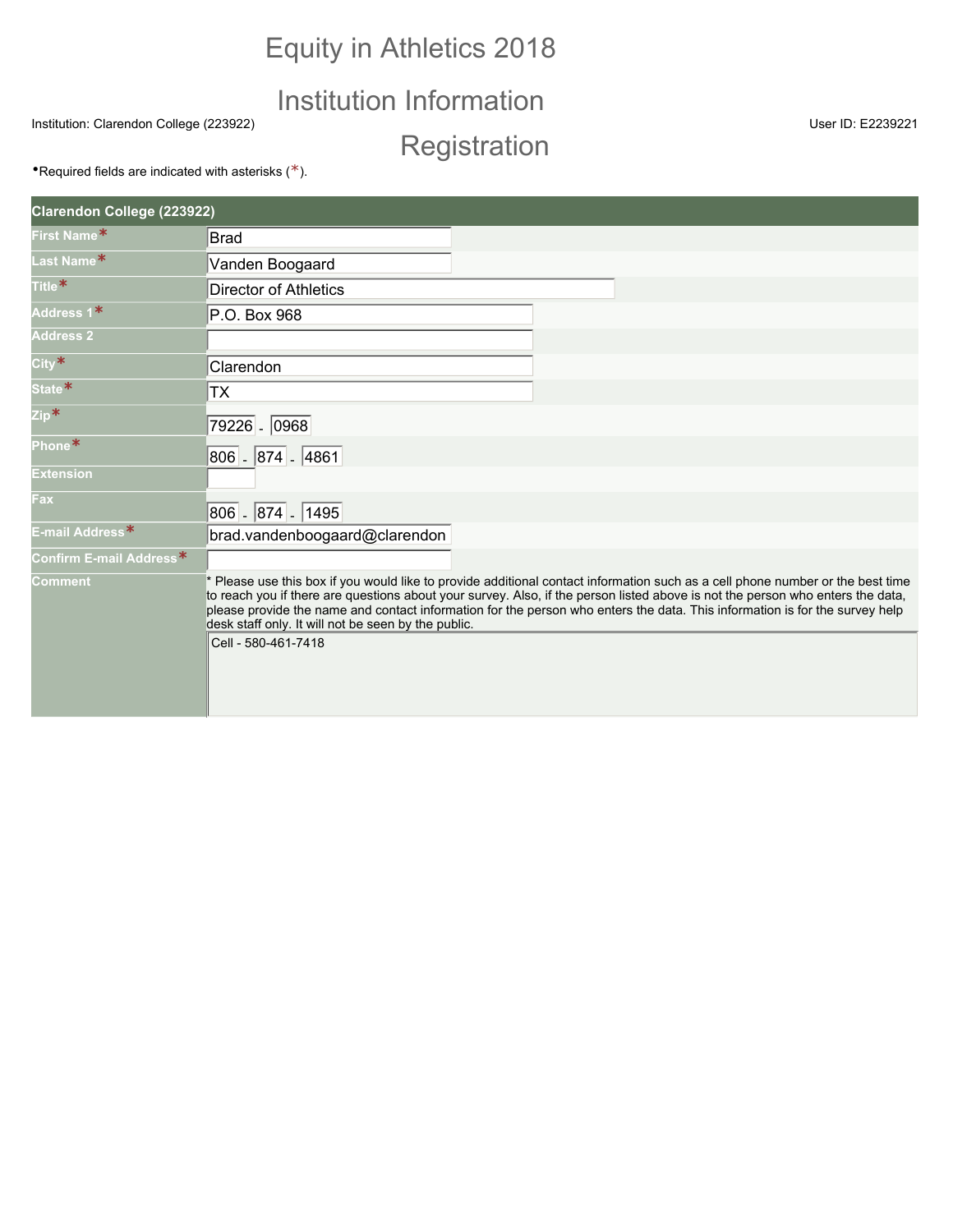# Equity in Athletics 2018

## Institution Information

Institution: Clarendon College (223922)

## Registration

User ID: E2239221

•Required fields are indicated with asterisks (*).

| Clarendon College (223922) | |
|---|---|
| First Name* | Brad |
| Last Name* | Vanden Boogaard |
| Title* | Director of Athletics |
| Address 1* | P.O. Box 968 |
| Address 2 | |
| City* | Clarendon |
| State* | TX |
| Zip* | 79226 - 0968 |
| Phone* | 806 - 874 - 4861 |
| Extension | |
| Fax | 806 - 874 - 1495 |
| E-mail Address* | brad.vandenboogaard@clarendon |
| Confirm E-mail Address* | |
| Comment | * Please use this box if you would like to provide additional contact information such as a cell phone number or the best time to reach you if there are questions about your survey. Also, if the person listed above is not the person who enters the data, please provide the name and contact information for the person who enters the data. This information is for the survey help desk staff only. It will not be seen by the public.<br>Cell - 580-461-7418 |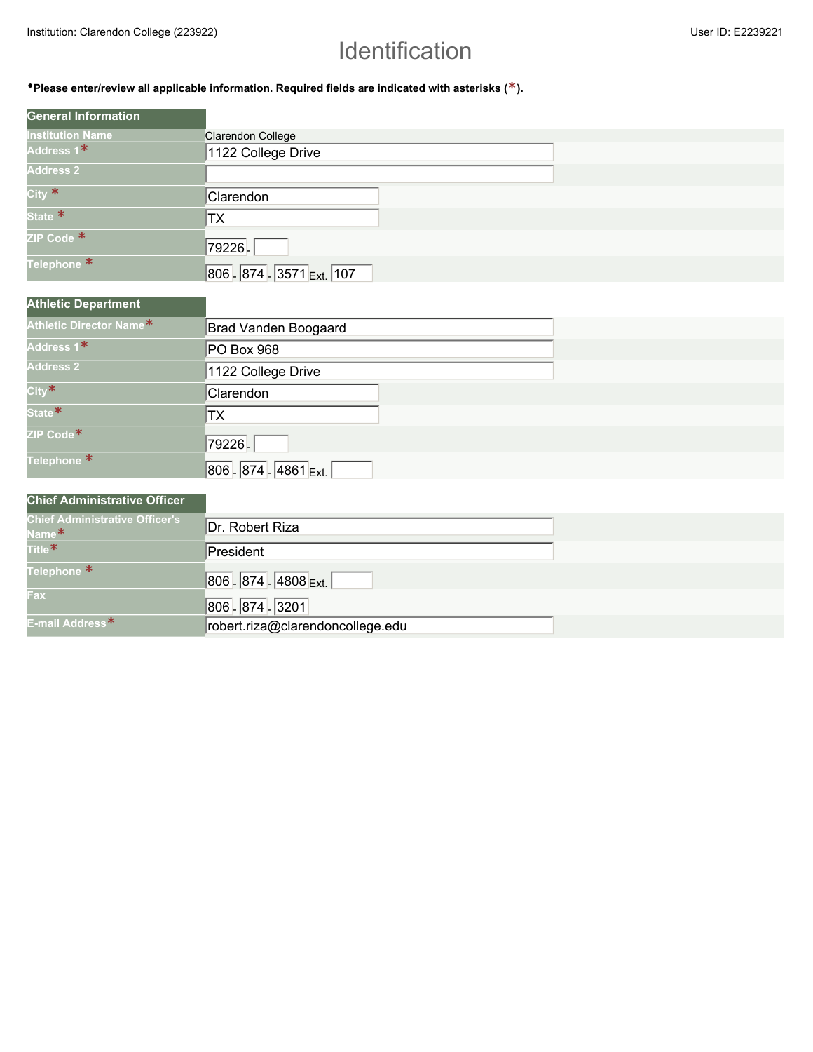Institution: Clarendon College (223922)

User ID: E2239221

# Identification

•**Please enter/review all applicable information. Required fields are indicated with asterisks (*).**

| General Information | |
|---|---|
| Institution Name | Clarendon College |
| Address 1* | 1122 College Drive |
| Address 2 | |
| City * | Clarendon |
| State * | TX |
| ZIP Code * | 79226 - |
| Telephone * | 806 - 874 - 3571 Ext. 107 |

| Athletic Department | |
|---|---|
| Athletic Director Name* | Brad Vanden Boogaard |
| Address 1* | PO Box 968 |
| Address 2 | 1122 College Drive |
| City* | Clarendon |
| State* | TX |
| ZIP Code* | 79226 - |
| Telephone * | 806 - 874 - 4861 Ext. |

| Chief Administrative Officer | |
|---|---|
| Chief Administrative Officer's Name* | Dr. Robert Riza |
| Title* | President |
| Telephone * | 806 - 874 - 4808 Ext. |
| Fax | 806 - 874 - 3201 |
| E-mail Address* | robert.riza@clarendoncollege.edu |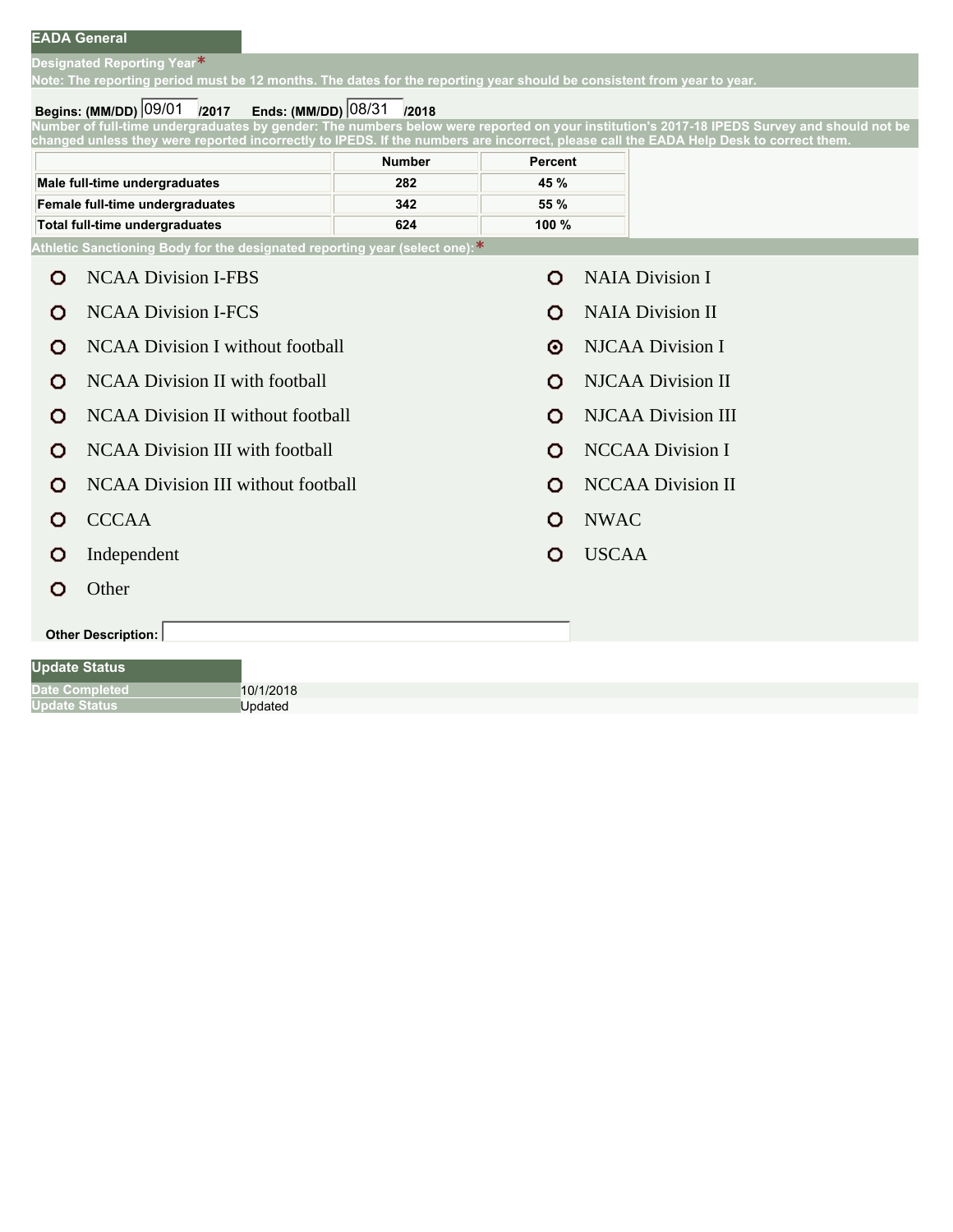## EADA General

**Designated Reporting Year***

**Note: The reporting period must be 12 months. The dates for the reporting year should be consistent from year to year.**

**Begins: (MM/DD)** 09/01 **/2017** **Ends: (MM/DD)** 08/31 **/2018**

**Number of full-time undergraduates by gender: The numbers below were reported on your institution's 2017-18 IPEDS Survey and should not be changed unless they were reported incorrectly to IPEDS. If the numbers are incorrect, please call the EADA Help Desk to correct them.**

| | Number | Percent |
|---|---|---|
| Male full-time undergraduates | 282 | 45 % |
| Female full-time undergraduates | 342 | 55 % |
| Total full-time undergraduates | 624 | 100 % |

**Athletic Sanctioning Body for the designated reporting year (select one):***

- ○ NCAA Division I-FBS
- ○ NCAA Division I-FCS
- ○ NCAA Division I without football
- ○ NCAA Division II with football
- ○ NCAA Division II without football
- ○ NCAA Division III with football
- ○ NCAA Division III without football
- ○ CCCAA
- ○ Independent
- ○ Other
- ○ NAIA Division I
- ○ NAIA Division II
- ◉ NJCAA Division I
- ○ NJCAA Division II
- ○ NJCAA Division III
- ○ NCCAA Division I
- ○ NCCAA Division II
- ○ NWAC
- ○ USCAA

**Other Description:**

## Update Status

| | |
|---|---|
| Date Completed | 10/1/2018 |
| Update Status | Updated |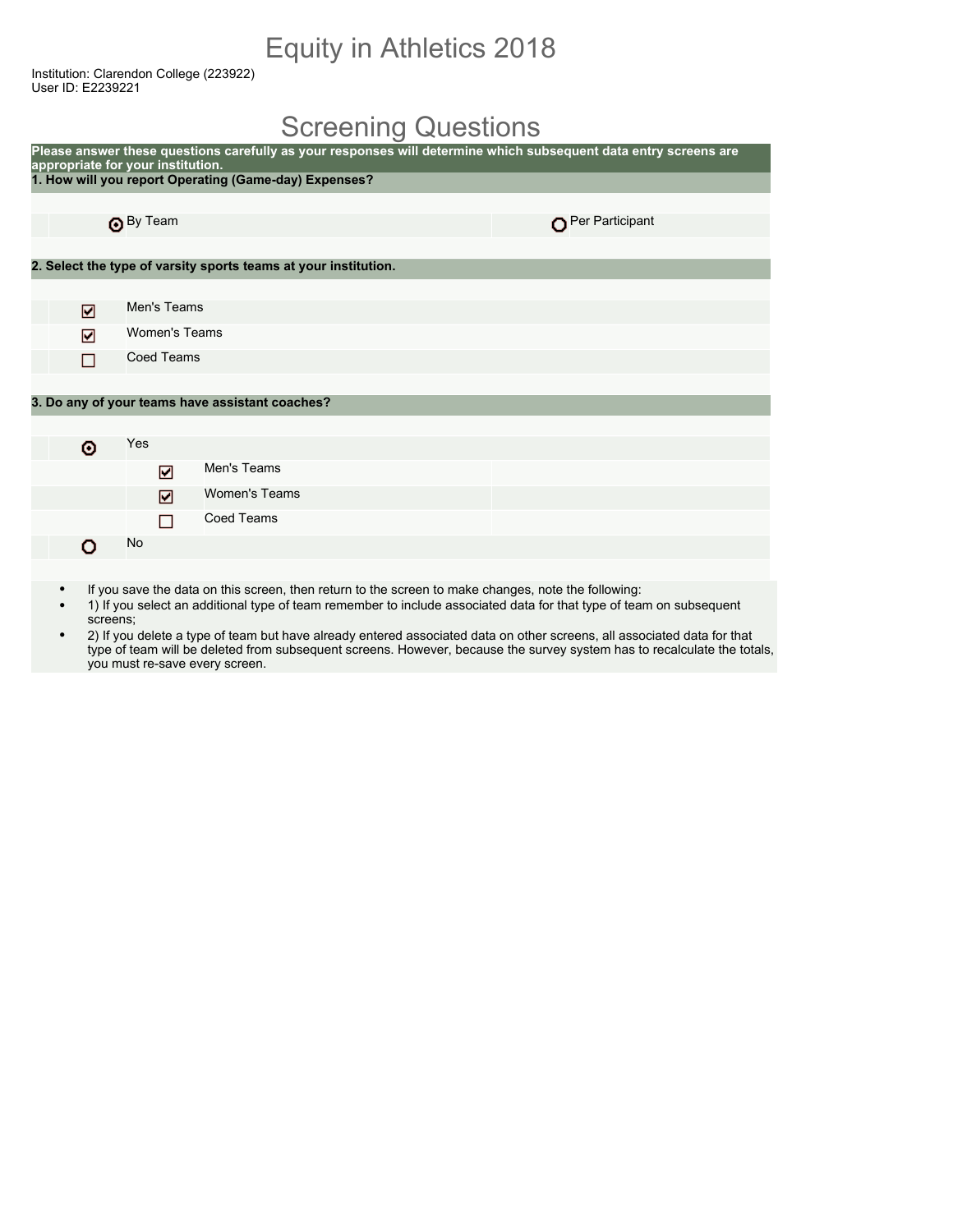# Equity in Athletics 2018

Institution: Clarendon College (223922)
User ID: E2239221

## Screening Questions

**Please answer these questions carefully as your responses will determine which subsequent data entry screens are appropriate for your institution.**

**1. How will you report Operating (Game-day) Expenses?**

- (●) By Team
- ( ) Per Participant

**2. Select the type of varsity sports teams at your institution.**

- [x] Men's Teams
- [x] Women's Teams
- [ ] Coed Teams

**3. Do any of your teams have assistant coaches?**

- (●) Yes
  - [x] Men's Teams
  - [x] Women's Teams
  - [ ] Coed Teams
- ( ) No

- If you save the data on this screen, then return to the screen to make changes, note the following:
- 1) If you select an additional type of team remember to include associated data for that type of team on subsequent screens;
- 2) If you delete a type of team but have already entered associated data on other screens, all associated data for that type of team will be deleted from subsequent screens. However, because the survey system has to recalculate the totals, you must re-save every screen.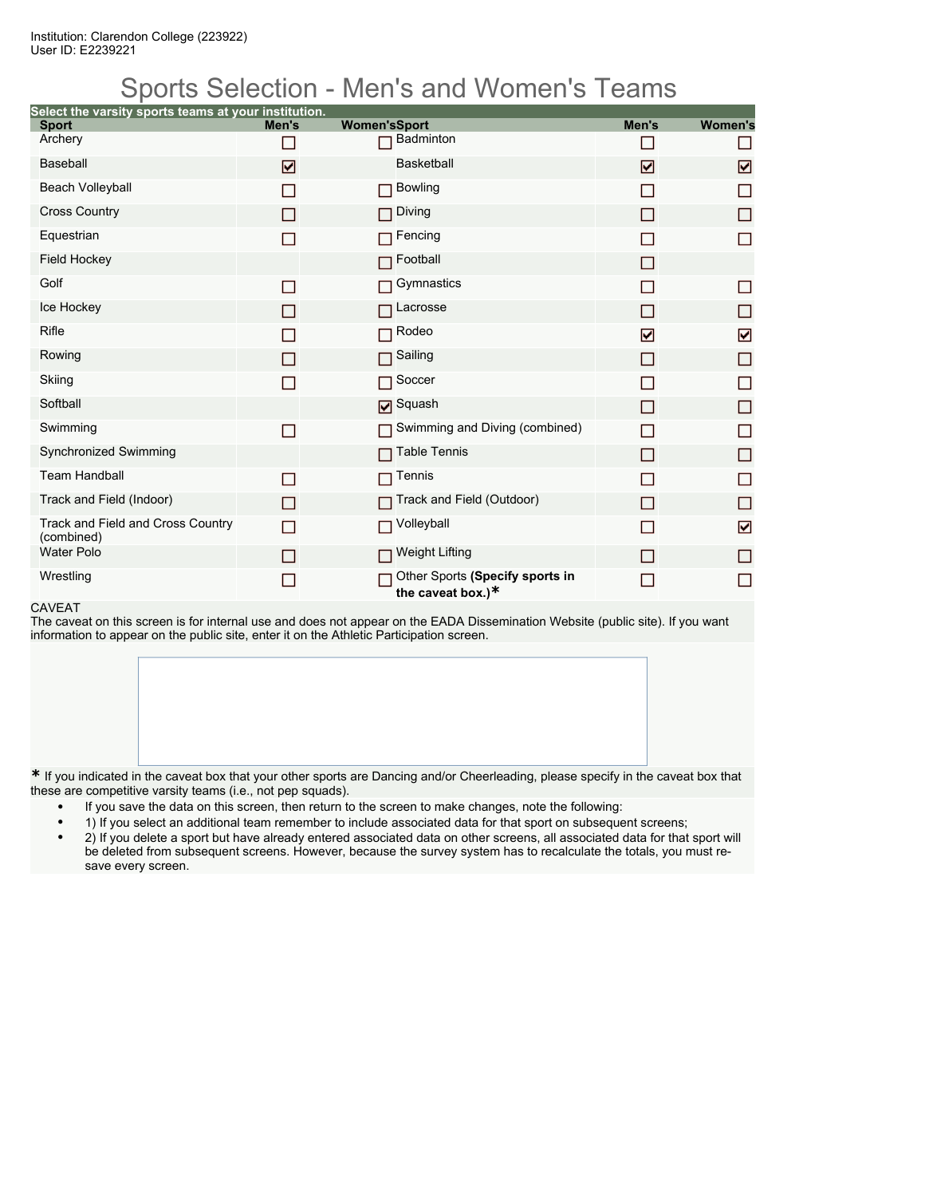Institution: Clarendon College (223922)
User ID: E2239221

# Sports Selection - Men's and Women's Teams

Select the varsity sports teams at your institution.

| Sport | Men's | Women's | Sport | Men's | Women's |
|---|---|---|---|---|---|
| Archery | ☐ | ☐ | Badminton | ☐ | ☐ |
| Baseball | ☑ | | Basketball | ☑ | ☑ |
| Beach Volleyball | ☐ | ☐ | Bowling | ☐ | ☐ |
| Cross Country | ☐ | ☐ | Diving | ☐ | ☐ |
| Equestrian | ☐ | ☐ | Fencing | ☐ | ☐ |
| Field Hockey | | ☐ | Football | ☐ | |
| Golf | ☐ | ☐ | Gymnastics | ☐ | ☐ |
| Ice Hockey | ☐ | ☐ | Lacrosse | ☐ | ☐ |
| Rifle | ☐ | ☐ | Rodeo | ☑ | ☑ |
| Rowing | ☐ | ☐ | Sailing | ☐ | ☐ |
| Skiing | ☐ | ☐ | Soccer | ☐ | ☐ |
| Softball | | ☑ | Squash | ☐ | ☐ |
| Swimming | ☐ | ☐ | Swimming and Diving (combined) | ☐ | ☐ |
| Synchronized Swimming | | ☐ | Table Tennis | ☐ | ☐ |
| Team Handball | ☐ | ☐ | Tennis | ☐ | ☐ |
| Track and Field (Indoor) | ☐ | ☐ | Track and Field (Outdoor) | ☐ | ☐ |
| Track and Field and Cross Country (combined) | ☐ | ☐ | Volleyball | ☐ | ☑ |
| Water Polo | ☐ | ☐ | Weight Lifting | ☐ | ☐ |
| Wrestling | ☐ | ☐ | Other Sports **(Specify sports in the caveat box.)*** | ☐ | ☐ |

CAVEAT

The caveat on this screen is for internal use and does not appear on the EADA Dissemination Website (public site). If you want information to appear on the public site, enter it on the Athletic Participation screen.

* If you indicated in the caveat box that your other sports are Dancing and/or Cheerleading, please specify in the caveat box that these are competitive varsity teams (i.e., not pep squads).

- If you save the data on this screen, then return to the screen to make changes, note the following:
- 1) If you select an additional team remember to include associated data for that sport on subsequent screens;
- 2) If you delete a sport but have already entered associated data on other screens, all associated data for that sport will be deleted from subsequent screens. However, because the survey system has to recalculate the totals, you must re-save every screen.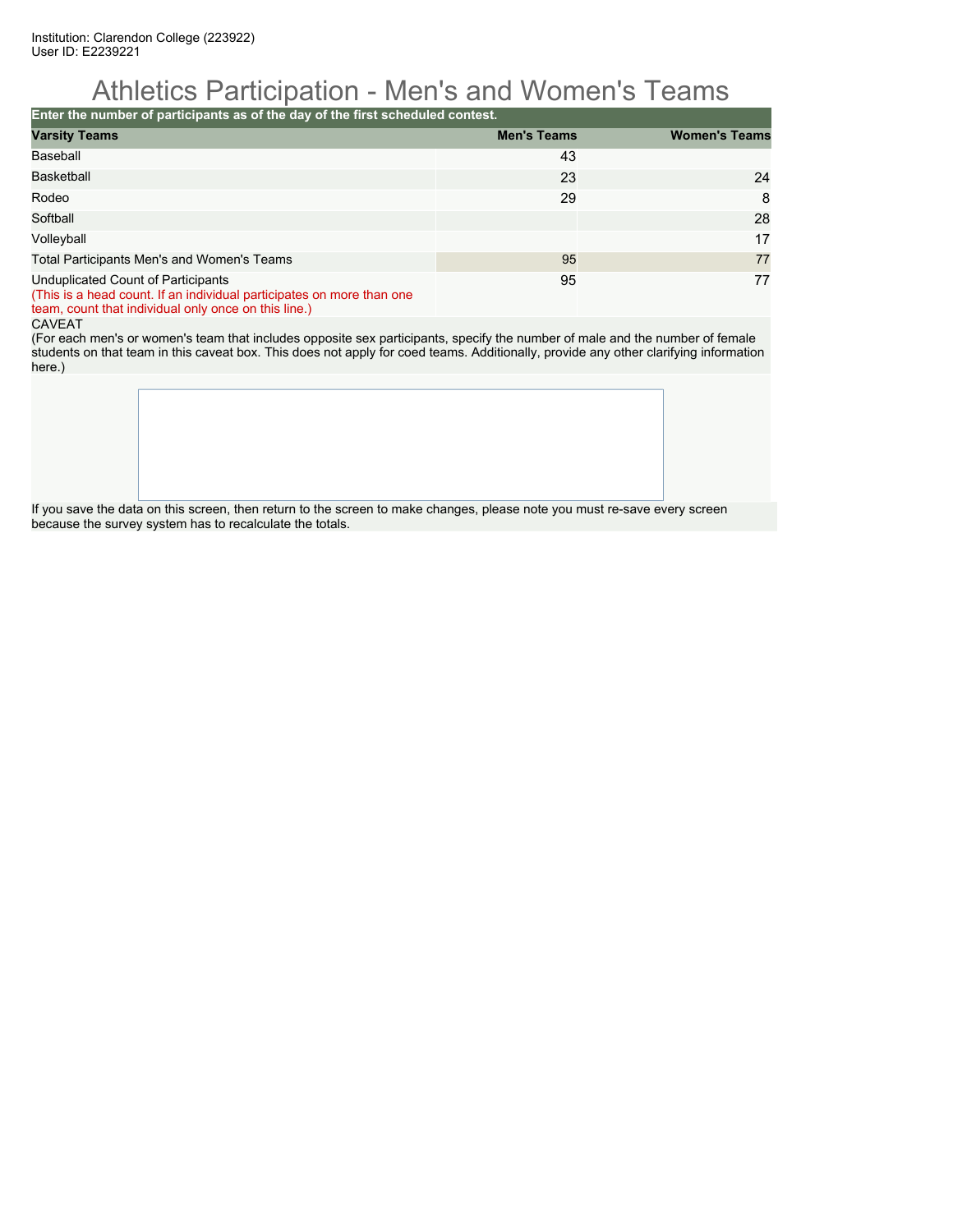Institution: Clarendon College (223922)
User ID: E2239221

# Athletics Participation - Men's and Women's Teams

| Enter the number of participants as of the day of the first scheduled contest. | | |
|---|---|---|
| **Varsity Teams** | **Men's Teams** | **Women's Teams** |
| Baseball | 43 | |
| Basketball | 23 | 24 |
| Rodeo | 29 | 8 |
| Softball | | 28 |
| Volleyball | | 17 |
| Total Participants Men's and Women's Teams | 95 | 77 |
| Unduplicated Count of Participants<br>(This is a head count. If an individual participates on more than one team, count that individual only once on this line.) | 95 | 77 |

CAVEAT
(For each men's or women's team that includes opposite sex participants, specify the number of male and the number of female students on that team in this caveat box. This does not apply for coed teams. Additionally, provide any other clarifying information here.)

If you save the data on this screen, then return to the screen to make changes, please note you must re-save every screen because the survey system has to recalculate the totals.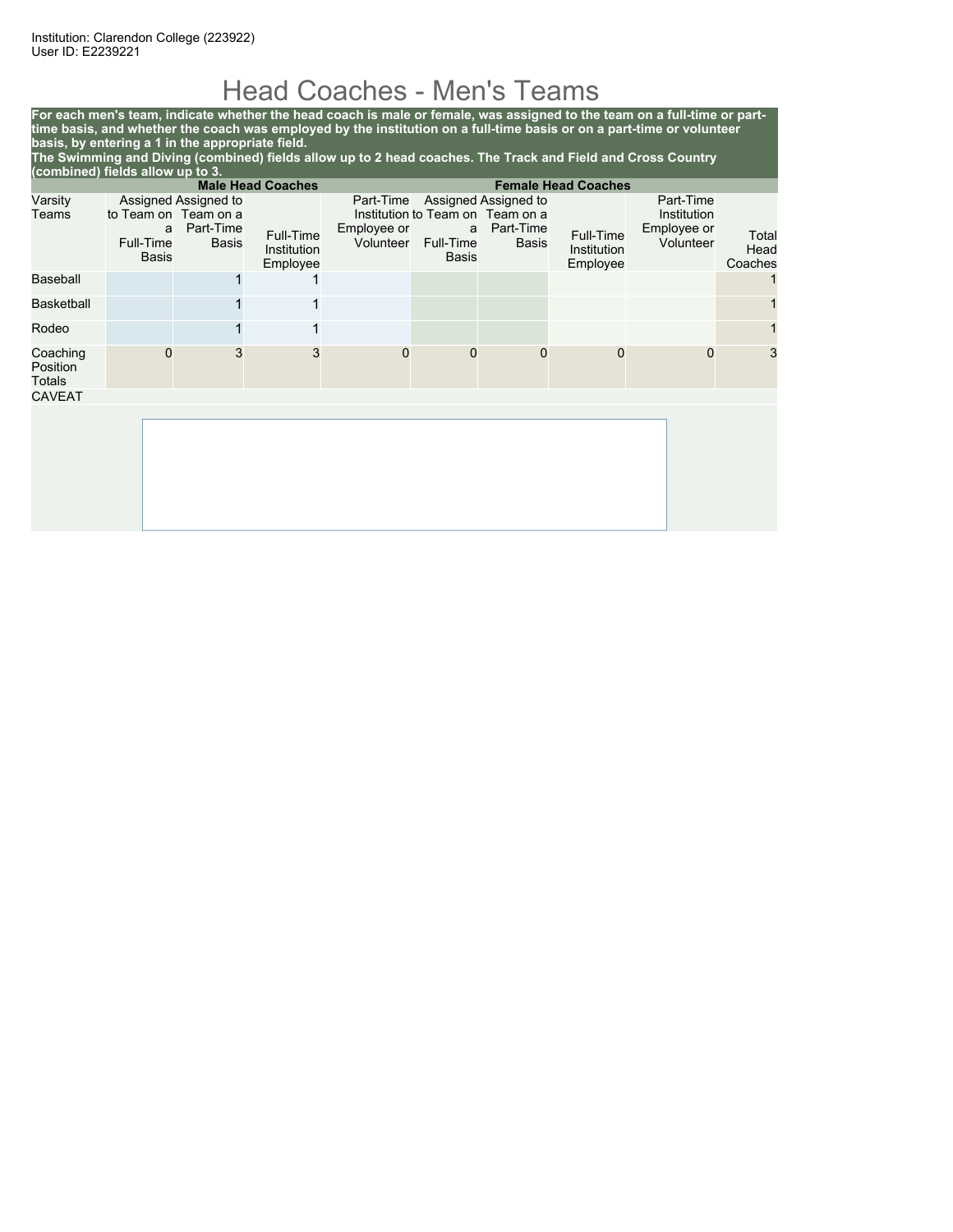Institution: Clarendon College (223922)
User ID: E2239221

# Head Coaches - Men's Teams

**For each men's team, indicate whether the head coach is male or female, was assigned to the team on a full-time or part-time basis, and whether the coach was employed by the institution on a full-time basis or on a part-time or volunteer basis, by entering a 1 in the appropriate field.**
**The Swimming and Diving (combined) fields allow up to 2 head coaches. The Track and Field and Cross Country (combined) fields allow up to 3.**

| | Male Head Coaches | | | | Female Head Coaches | | | | |
|---|---|---|---|---|---|---|---|---|---|
| Varsity Teams | Assigned to Team on a Full-Time Basis | Assigned to Team on a Part-Time Basis | Full-Time Institution Employee | Part-Time Institution Employee or Volunteer | Assigned to Team on a Full-Time Basis | Assigned to Team on a Part-Time Basis | Full-Time Institution Employee | Part-Time Institution Employee or Volunteer | Total Head Coaches |
| Baseball | | 1 | 1 | | | | | | 1 |
| Basketball | | 1 | 1 | | | | | | 1 |
| Rodeo | | 1 | 1 | | | | | | 1 |
| Coaching Position Totals | 0 | 3 | 3 | 0 | 0 | 0 | 0 | 0 | 3 |

CAVEAT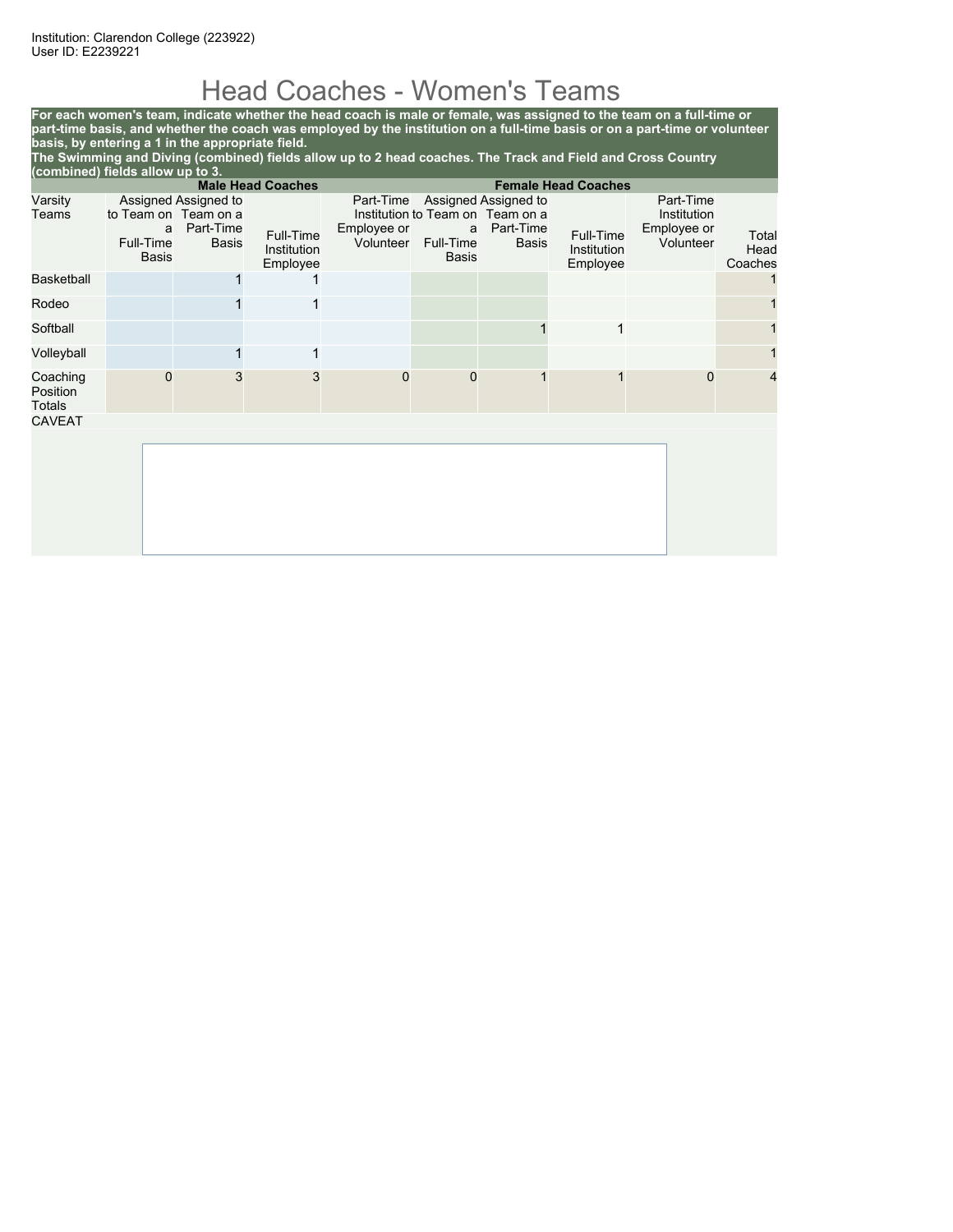Institution: Clarendon College (223922)
User ID: E2239221

# Head Coaches - Women's Teams

**For each women's team, indicate whether the head coach is male or female, was assigned to the team on a full-time or part-time basis, and whether the coach was employed by the institution on a full-time basis or on a part-time or volunteer basis, by entering a 1 in the appropriate field.**
**The Swimming and Diving (combined) fields allow up to 2 head coaches. The Track and Field and Cross Country (combined) fields allow up to 3.**

| | Male Head Coaches | | | | Female Head Coaches | | | | |
|---|---|---|---|---|---|---|---|---|---|
| Varsity Teams | Assigned to Team on a Full-Time Basis | Assigned to Team on a Part-Time Basis | Full-Time Institution Employee | Part-Time Institution Employee or Volunteer | Assigned to Team on a Full-Time Basis | Assigned to Team on a Part-Time Basis | Full-Time Institution Employee | Part-Time Institution Employee or Volunteer | Total Head Coaches |
| Basketball | | 1 | 1 | | | | | | 1 |
| Rodeo | | 1 | 1 | | | | | | 1 |
| Softball | | | | | | 1 | 1 | | 1 |
| Volleyball | | 1 | 1 | | | | | | 1 |
| Coaching Position Totals | 0 | 3 | 3 | 0 | 0 | 1 | 1 | 0 | 4 |

CAVEAT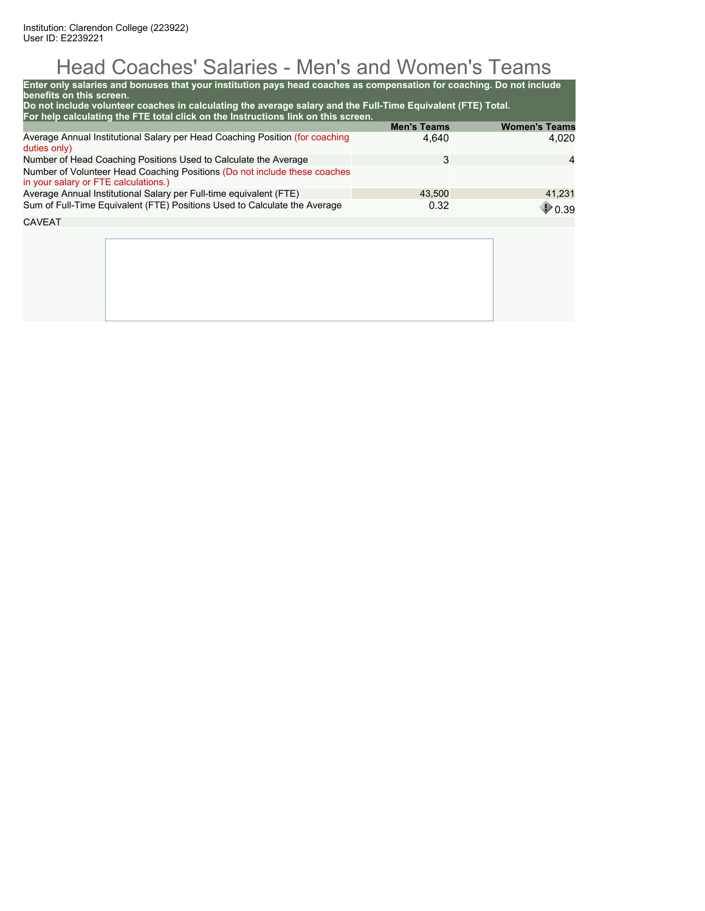Institution: Clarendon College (223922)
User ID: E2239221

# Head Coaches' Salaries - Men's and Women's Teams

**Enter only salaries and bonuses that your institution pays head coaches as compensation for coaching. Do not include benefits on this screen.**
**Do not include volunteer coaches in calculating the average salary and the Full-Time Equivalent (FTE) Total.**
**For help calculating the FTE total click on the Instructions link on this screen.**

| | Men's Teams | Women's Teams |
|---|---|---|
| Average Annual Institutional Salary per Head Coaching Position (for coaching duties only) | 4,640 | 4,020 |
| Number of Head Coaching Positions Used to Calculate the Average | 3 | 4 |
| Number of Volunteer Head Coaching Positions (Do not include these coaches in your salary or FTE calculations.) | | |
| Average Annual Institutional Salary per Full-time equivalent (FTE) | 43,500 | 41,231 |
| Sum of Full-Time Equivalent (FTE) Positions Used to Calculate the Average | 0.32 | 0.39 |

CAVEAT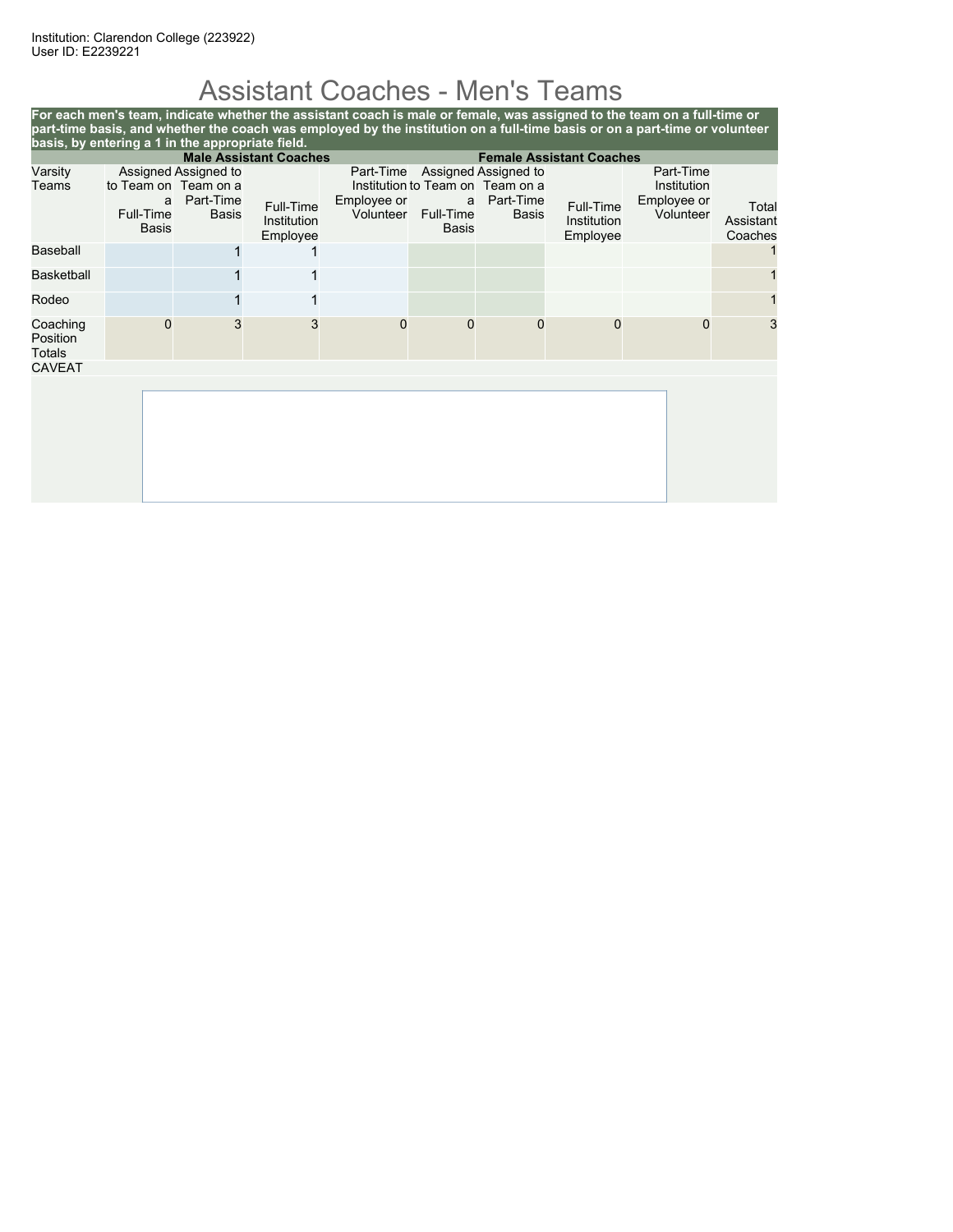Institution: Clarendon College (223922)
User ID: E2239221

# Assistant Coaches - Men's Teams

**For each men's team, indicate whether the assistant coach is male or female, was assigned to the team on a full-time or part-time basis, and whether the coach was employed by the institution on a full-time basis or on a part-time or volunteer basis, by entering a 1 in the appropriate field.**

| | Male Assistant Coaches | | | | Female Assistant Coaches | | | | |
|---|---|---|---|---|---|---|---|---|---|
| Varsity Teams | Assigned to Team on a Full-Time Basis | Assigned to Team on a Part-Time Basis | Full-Time Institution Employee | Part-Time Institution Employee or Volunteer | Assigned to Team on a Full-Time Basis | Assigned to Team on a Part-Time Basis | Full-Time Institution Employee | Part-Time Institution Employee or Volunteer | Total Assistant Coaches |
| Baseball | | 1 | 1 | | | | | | 1 |
| Basketball | | 1 | 1 | | | | | | 1 |
| Rodeo | | 1 | 1 | | | | | | 1 |
| Coaching Position Totals | 0 | 3 | 3 | 0 | 0 | 0 | 0 | 0 | 3 |

CAVEAT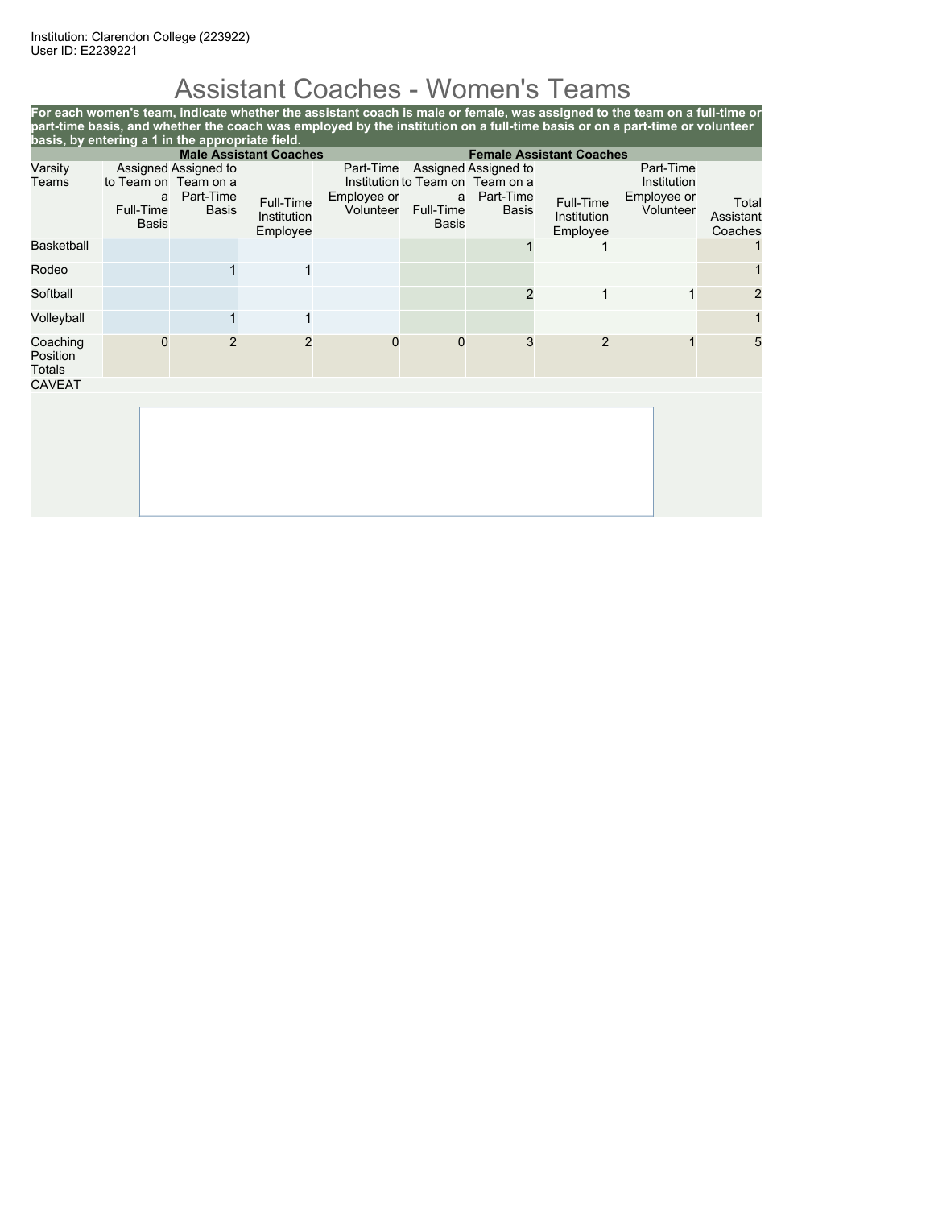Institution: Clarendon College (223922)
User ID: E2239221

# Assistant Coaches - Women's Teams

**For each women's team, indicate whether the assistant coach is male or female, was assigned to the team on a full-time or part-time basis, and whether the coach was employed by the institution on a full-time basis or on a part-time or volunteer basis, by entering a 1 in the appropriate field.**

| | Male Assistant Coaches | | | | Female Assistant Coaches | | | | |
|---|---|---|---|---|---|---|---|---|---|
| Varsity Teams | Assigned to Team on a Full-Time Basis | Assigned to Team on a Part-Time Basis | Full-Time Institution Employee | Part-Time Institution Employee or Volunteer | Assigned to Team on a Full-Time Basis | Assigned to Team on a Part-Time Basis | Full-Time Institution Employee | Part-Time Institution Employee or Volunteer | Total Assistant Coaches |
| Basketball | | | | | | 1 | 1 | | 1 |
| Rodeo | | 1 | 1 | | | | | | 1 |
| Softball | | | | | | 2 | 1 | 1 | 2 |
| Volleyball | | 1 | 1 | | | | | | 1 |
| Coaching Position Totals | 0 | 2 | 2 | 0 | 0 | 3 | 2 | 1 | 5 |

CAVEAT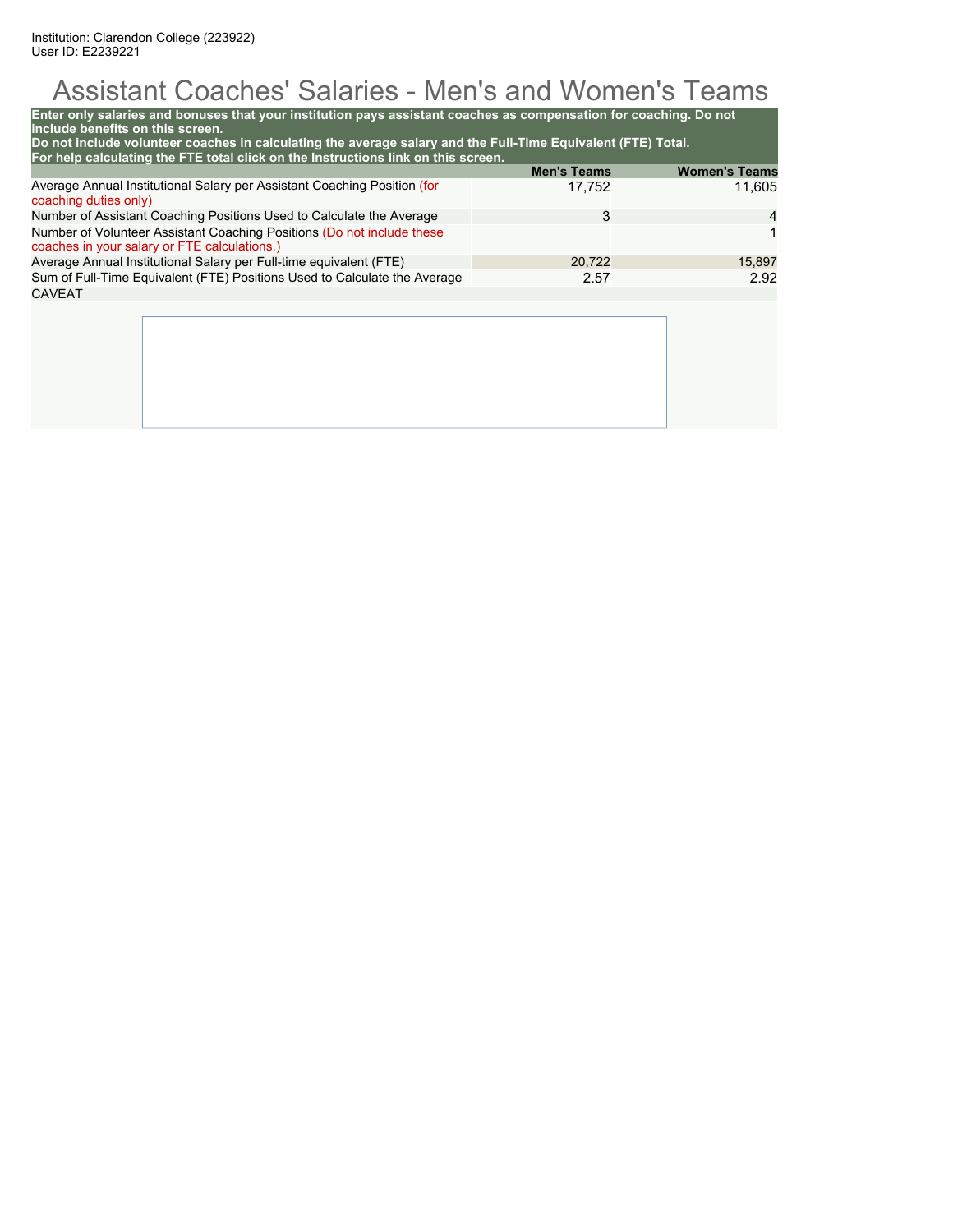Institution: Clarendon College (223922)
User ID: E2239221

# Assistant Coaches' Salaries - Men's and Women's Teams

**Enter only salaries and bonuses that your institution pays assistant coaches as compensation for coaching. Do not include benefits on this screen.**
**Do not include volunteer coaches in calculating the average salary and the Full-Time Equivalent (FTE) Total.**
**For help calculating the FTE total click on the Instructions link on this screen.**

| | Men's Teams | Women's Teams |
|---|---|---|
| Average Annual Institutional Salary per Assistant Coaching Position (for coaching duties only) | 17,752 | 11,605 |
| Number of Assistant Coaching Positions Used to Calculate the Average | 3 | 4 |
| Number of Volunteer Assistant Coaching Positions (Do not include these coaches in your salary or FTE calculations.) | | 1 |
| Average Annual Institutional Salary per Full-time equivalent (FTE) | 20,722 | 15,897 |
| Sum of Full-Time Equivalent (FTE) Positions Used to Calculate the Average | 2.57 | 2.92 |

CAVEAT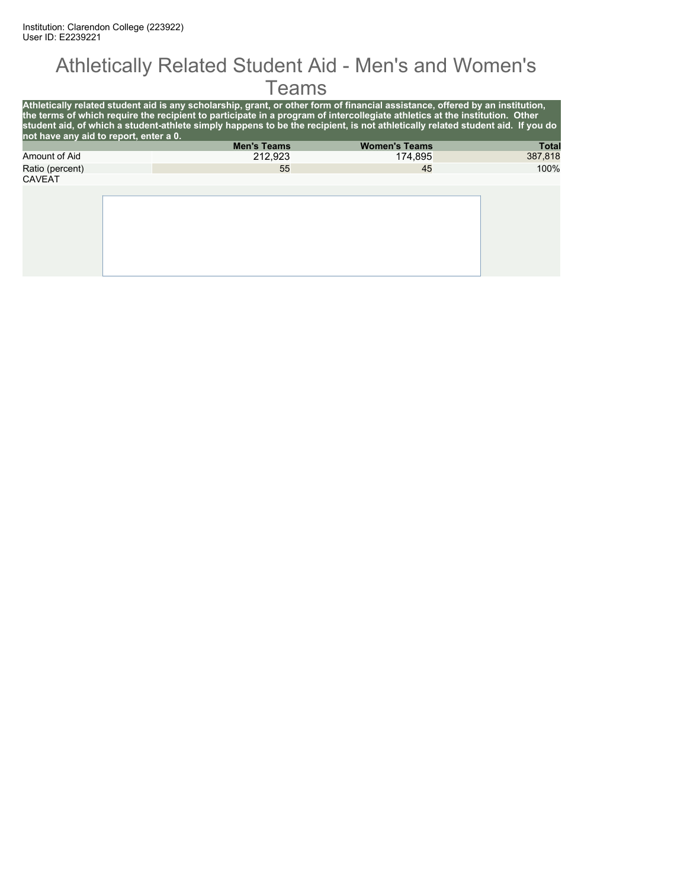Institution: Clarendon College (223922)
User ID: E2239221

# Athletically Related Student Aid - Men's and Women's Teams

**Athletically related student aid is any scholarship, grant, or other form of financial assistance, offered by an institution, the terms of which require the recipient to participate in a program of intercollegiate athletics at the institution. Other student aid, of which a student-athlete simply happens to be the recipient, is not athletically related student aid. If you do not have any aid to report, enter a 0.**

| | Men's Teams | Women's Teams | Total |
|---|---|---|---|
| Amount of Aid | 212,923 | 174,895 | 387,818 |
| Ratio (percent) | 55 | 45 | 100% |

CAVEAT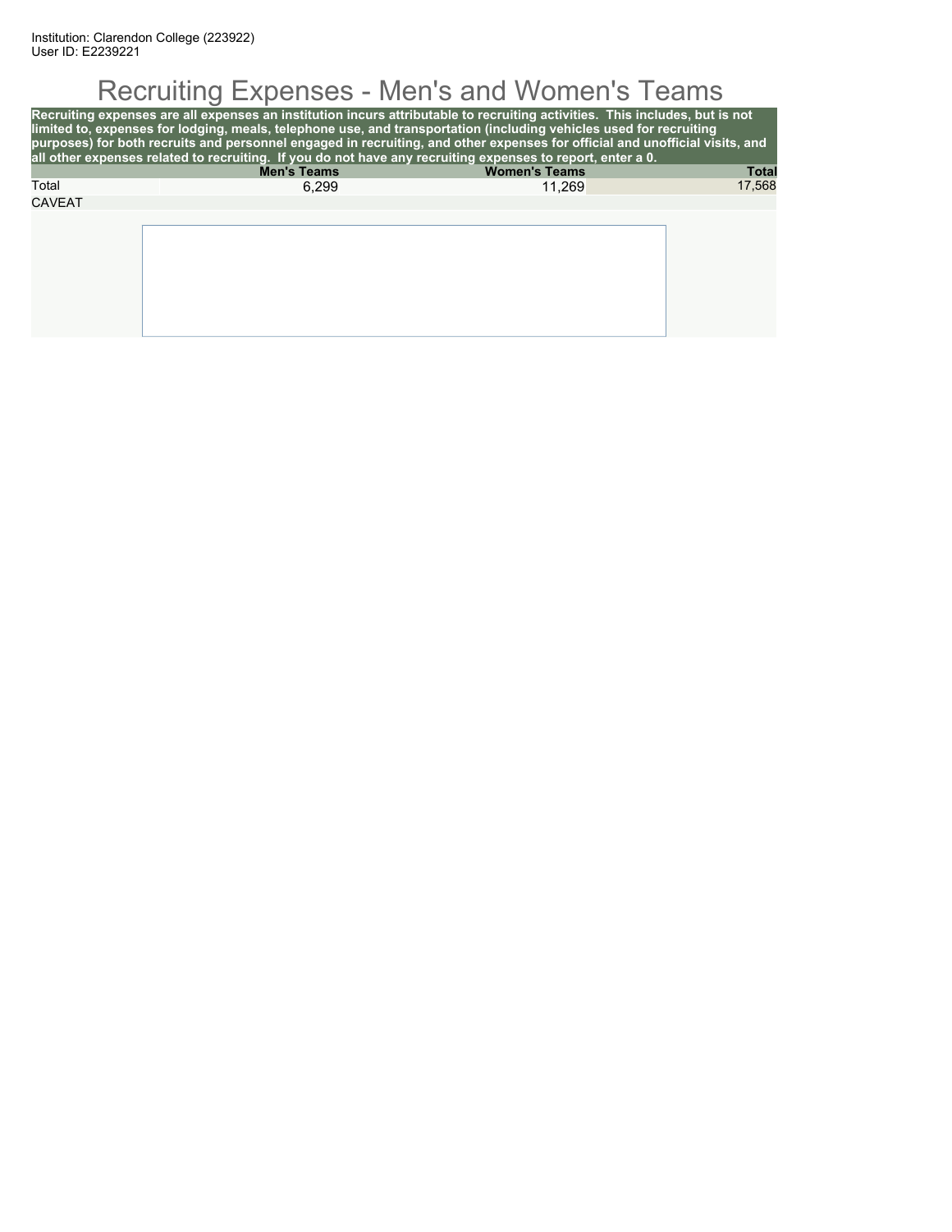Institution: Clarendon College (223922)
User ID: E2239221

# Recruiting Expenses - Men's and Women's Teams

**Recruiting expenses are all expenses an institution incurs attributable to recruiting activities. This includes, but is not limited to, expenses for lodging, meals, telephone use, and transportation (including vehicles used for recruiting purposes) for both recruits and personnel engaged in recruiting, and other expenses for official and unofficial visits, and all other expenses related to recruiting. If you do not have any recruiting expenses to report, enter a 0.**

| | Men's Teams | Women's Teams | Total |
|---|---|---|---|
| Total | 6,299 | 11,269 | 17,568 |

CAVEAT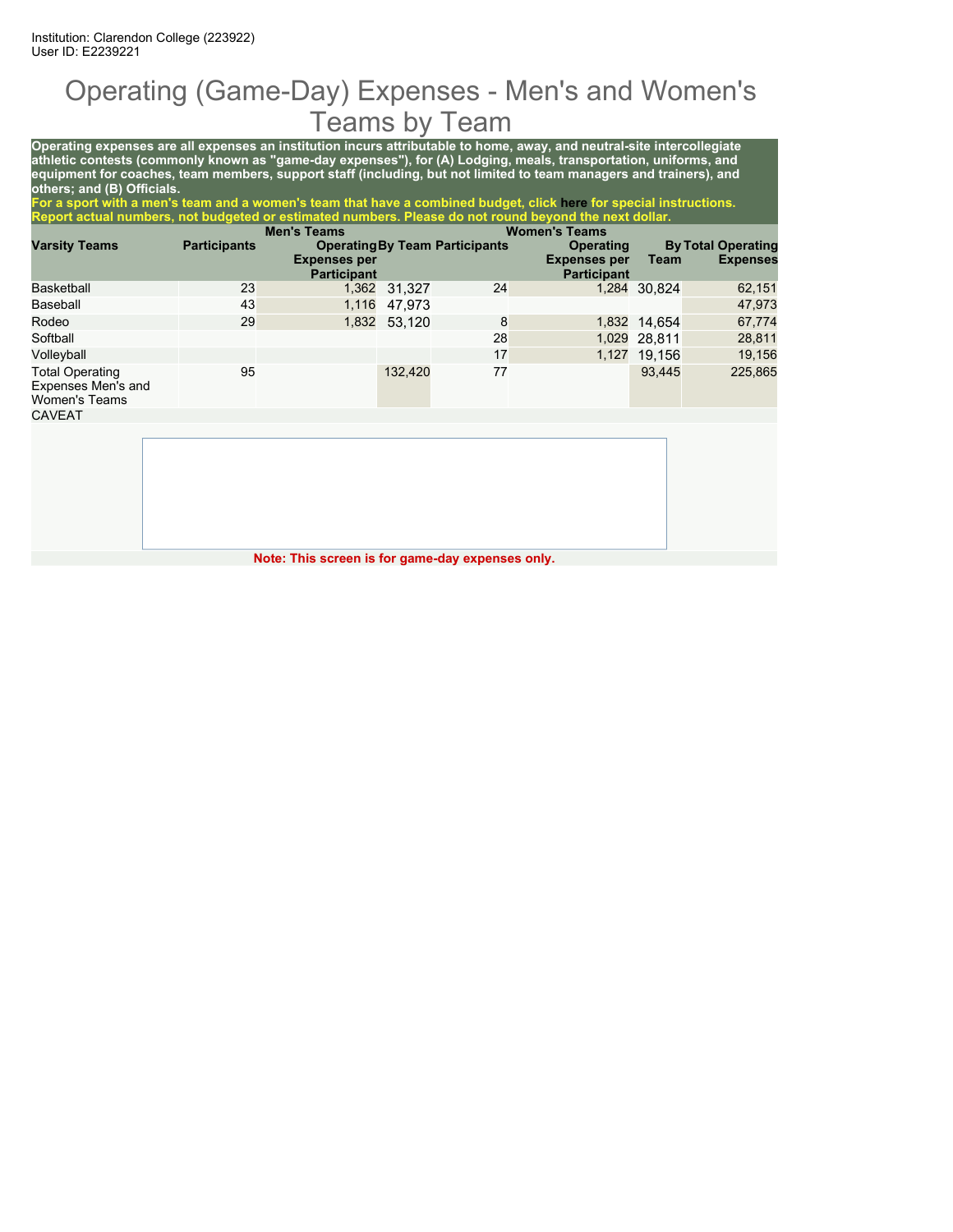Institution: Clarendon College (223922)
User ID: E2239221

# Operating (Game-Day) Expenses - Men's and Women's Teams by Team

**Operating expenses are all expenses an institution incurs attributable to home, away, and neutral-site intercollegiate athletic contests (commonly known as "game-day expenses"), for (A) Lodging, meals, transportation, uniforms, and equipment for coaches, team members, support staff (including, but not limited to team managers and trainers), and others; and (B) Officials.**

**For a sport with a men's team and a women's team that have a combined budget, click here for special instructions.**
**Report actual numbers, not budgeted or estimated numbers. Please do not round beyond the next dollar.**

| | Men's Teams | | | Women's Teams | | | |
|---|---|---|---|---|---|---|---|
| Varsity Teams | Participants | Operating Expenses per Participant | By Team | Participants | Operating Expenses per Participant | By Team | Total Operating Expenses |
| Basketball | 23 | 1,362 | 31,327 | 24 | 1,284 | 30,824 | 62,151 |
| Baseball | 43 | 1,116 | 47,973 | | | | 47,973 |
| Rodeo | 29 | 1,832 | 53,120 | 8 | 1,832 | 14,654 | 67,774 |
| Softball | | | | 28 | 1,029 | 28,811 | 28,811 |
| Volleyball | | | | 17 | 1,127 | 19,156 | 19,156 |
| Total Operating Expenses Men's and Women's Teams | 95 | | 132,420 | 77 | | 93,445 | 225,865 |

CAVEAT

**Note: This screen is for game-day expenses only.**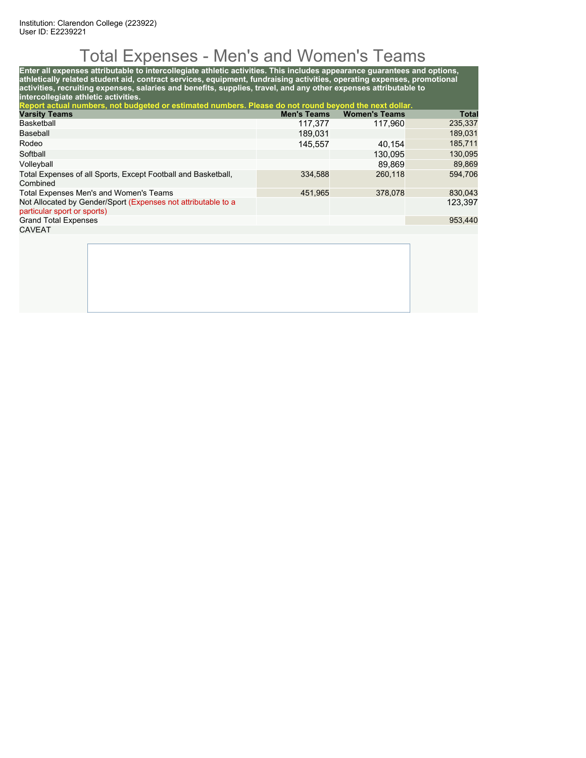Institution: Clarendon College (223922)
User ID: E2239221

# Total Expenses - Men's and Women's Teams

**Enter all expenses attributable to intercollegiate athletic activities. This includes appearance guarantees and options, athletically related student aid, contract services, equipment, fundraising activities, operating expenses, promotional activities, recruiting expenses, salaries and benefits, supplies, travel, and any other expenses attributable to intercollegiate athletic activities.**

**Report actual numbers, not budgeted or estimated numbers. Please do not round beyond the next dollar.**

| Varsity Teams | Men's Teams | Women's Teams | Total |
|---|---|---|---|
| Basketball | 117,377 | 117,960 | 235,337 |
| Baseball | 189,031 | | 189,031 |
| Rodeo | 145,557 | 40,154 | 185,711 |
| Softball | | 130,095 | 130,095 |
| Volleyball | | 89,869 | 89,869 |
| Total Expenses of all Sports, Except Football and Basketball, Combined | 334,588 | 260,118 | 594,706 |
| Total Expenses Men's and Women's Teams | 451,965 | 378,078 | 830,043 |
| Not Allocated by Gender/Sport (Expenses not attributable to a particular sport or sports) | | | 123,397 |
| Grand Total Expenses | | | 953,440 |

CAVEAT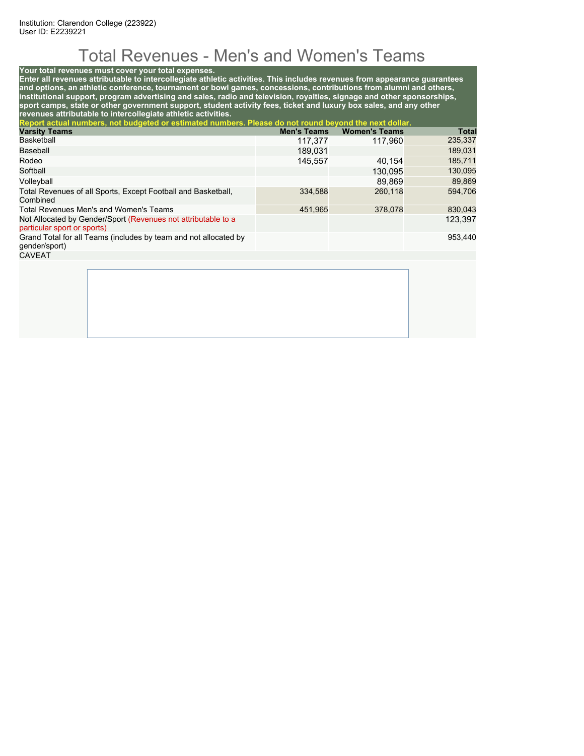Institution: Clarendon College (223922)
User ID: E2239221

# Total Revenues - Men's and Women's Teams

**Your total revenues must cover your total expenses.**
**Enter all revenues attributable to intercollegiate athletic activities. This includes revenues from appearance guarantees and options, an athletic conference, tournament or bowl games, concessions, contributions from alumni and others, institutional support, program advertising and sales, radio and television, royalties, signage and other sponsorships, sport camps, state or other government support, student activity fees, ticket and luxury box sales, and any other revenues attributable to intercollegiate athletic activities.**
**Report actual numbers, not budgeted or estimated numbers. Please do not round beyond the next dollar.**

| Varsity Teams | Men's Teams | Women's Teams | Total |
|---|---|---|---|
| Basketball | 117,377 | 117,960 | 235,337 |
| Baseball | 189,031 | | 189,031 |
| Rodeo | 145,557 | 40,154 | 185,711 |
| Softball | | 130,095 | 130,095 |
| Volleyball | | 89,869 | 89,869 |
| Total Revenues of all Sports, Except Football and Basketball, Combined | 334,588 | 260,118 | 594,706 |
| Total Revenues Men's and Women's Teams | 451,965 | 378,078 | 830,043 |
| Not Allocated by Gender/Sport (Revenues not attributable to a particular sport or sports) | | | 123,397 |
| Grand Total for all Teams (includes by team and not allocated by gender/sport) | | | 953,440 |

CAVEAT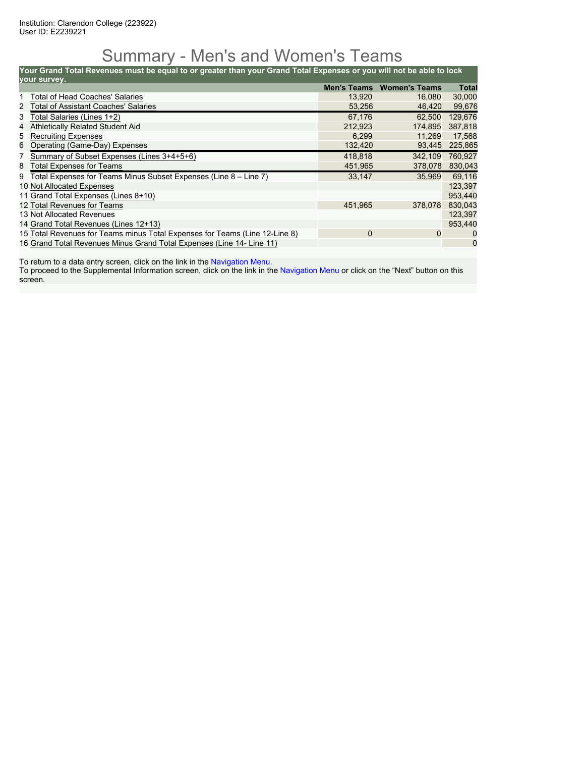Institution: Clarendon College (223922)
User ID: E2239221

# Summary - Men's and Women's Teams

**Your Grand Total Revenues must be equal to or greater than your Grand Total Expenses or you will not be able to lock your survey.**

| | | Men's Teams | Women's Teams | Total |
|---|---|---|---|---|
| 1 | Total of Head Coaches' Salaries | 13,920 | 16,080 | 30,000 |
| 2 | Total of Assistant Coaches' Salaries | 53,256 | 46,420 | 99,676 |
| 3 | Total Salaries (Lines 1+2) | 67,176 | 62,500 | 129,676 |
| 4 | Athletically Related Student Aid | 212,923 | 174,895 | 387,818 |
| 5 | Recruiting Expenses | 6,299 | 11,269 | 17,568 |
| 6 | Operating (Game-Day) Expenses | 132,420 | 93,445 | 225,865 |
| 7 | Summary of Subset Expenses (Lines 3+4+5+6) | 418,818 | 342,109 | 760,927 |
| 8 | Total Expenses for Teams | 451,965 | 378,078 | 830,043 |
| 9 | Total Expenses for Teams Minus Subset Expenses (Line 8 – Line 7) | 33,147 | 35,969 | 69,116 |
| 10 | Not Allocated Expenses | | | 123,397 |
| 11 | Grand Total Expenses (Lines 8+10) | | | 953,440 |
| 12 | Total Revenues for Teams | 451,965 | 378,078 | 830,043 |
| 13 | Not Allocated Revenues | | | 123,397 |
| 14 | Grand Total Revenues (Lines 12+13) | | | 953,440 |
| 15 | Total Revenues for Teams minus Total Expenses for Teams (Line 12-Line 8) | 0 | 0 | 0 |
| 16 | Grand Total Revenues Minus Grand Total Expenses (Line 14- Line 11) | | | 0 |

To return to a data entry screen, click on the link in the Navigation Menu.
To proceed to the Supplemental Information screen, click on the link in the Navigation Menu or click on the "Next" button on this screen.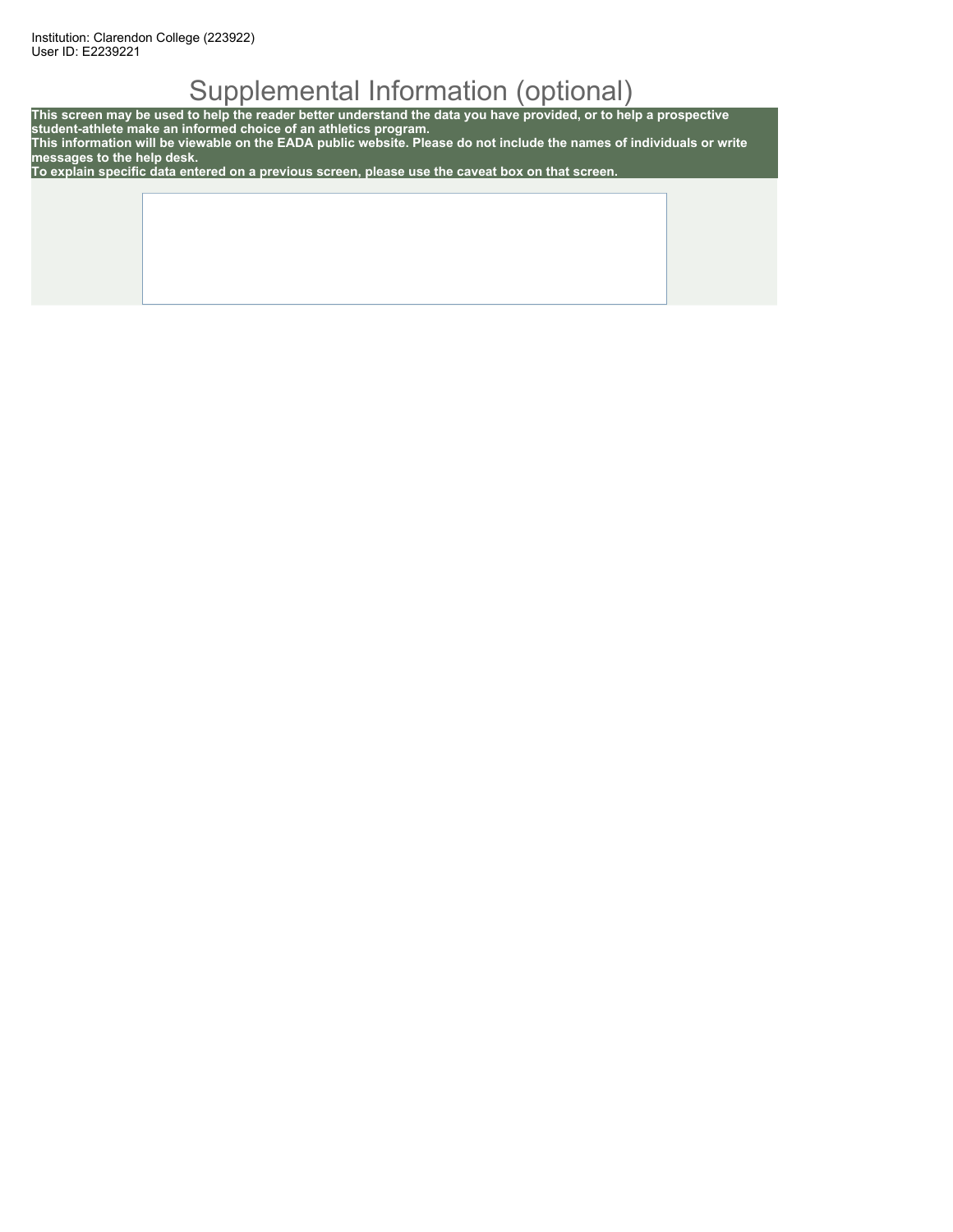Institution: Clarendon College (223922)
User ID: E2239221

# Supplemental Information (optional)

**This screen may be used to help the reader better understand the data you have provided, or to help a prospective student-athlete make an informed choice of an athletics program.**
**This information will be viewable on the EADA public website. Please do not include the names of individuals or write messages to the help desk.**
**To explain specific data entered on a previous screen, please use the caveat box on that screen.**